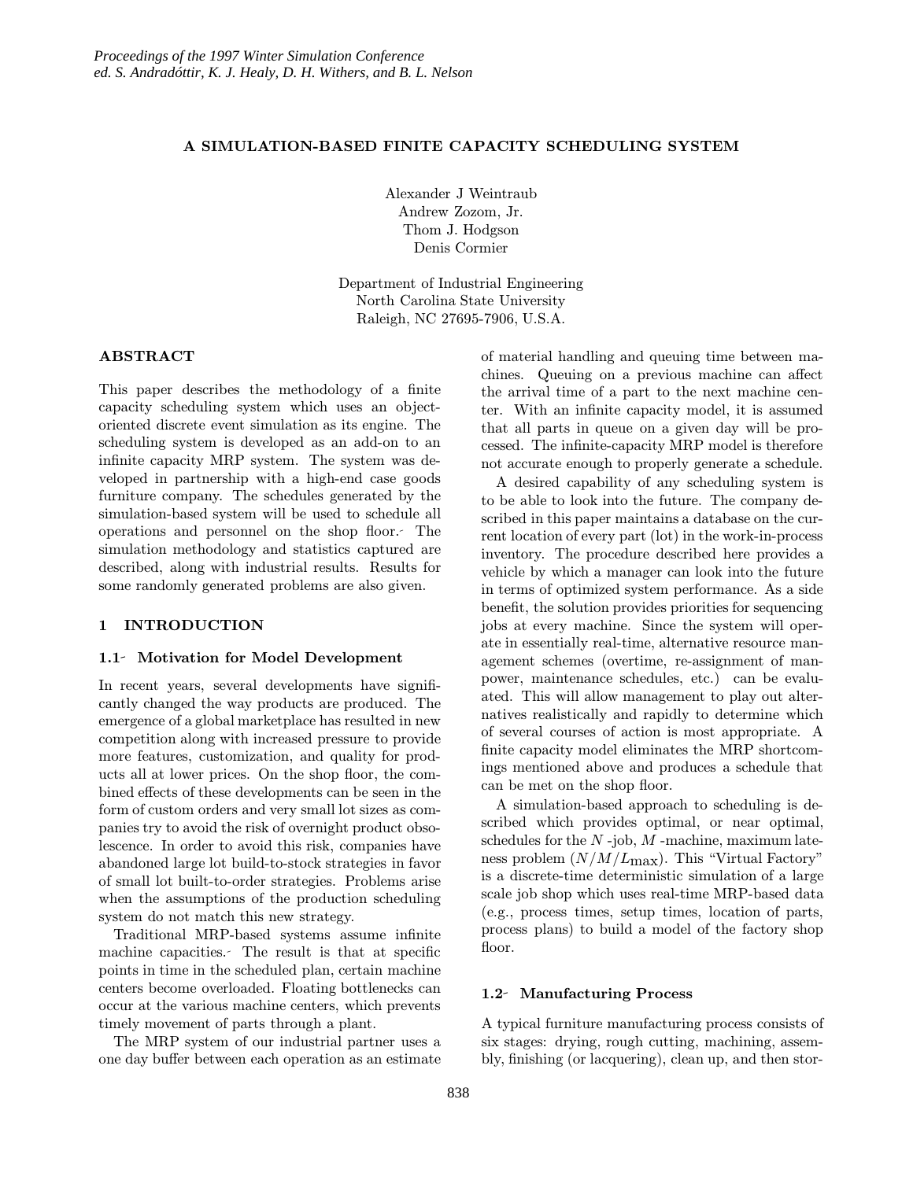# A SIMULATION-BASED FINITE CAPACITY SCHEDULING SYSTEM

Alexander J Weintraub
Andrew Zozom, Jr.
Thom J. Hodgson
Denis Cormier

Department of Industrial Engineering
North Carolina State University
Raleigh, NC 27695-7906, U.S.A.

## ABSTRACT

This paper describes the methodology of a finite capacity scheduling system which uses an object-oriented discrete event simulation as its engine. The scheduling system is developed as an add-on to an infinite capacity MRP system. The system was developed in partnership with a high-end case goods furniture company. The schedules generated by the simulation-based system will be used to schedule all operations and personnel on the shop floor. The simulation methodology and statistics captured are described, along with industrial results. Results for some randomly generated problems are also given.

## 1 INTRODUCTION

### 1.1 Motivation for Model Development

In recent years, several developments have significantly changed the way products are produced. The emergence of a global marketplace has resulted in new competition along with increased pressure to provide more features, customization, and quality for products all at lower prices. On the shop floor, the combined effects of these developments can be seen in the form of custom orders and very small lot sizes as companies try to avoid the risk of overnight product obsolescence. In order to avoid this risk, companies have abandoned large lot build-to-stock strategies in favor of small lot built-to-order strategies. Problems arise when the assumptions of the production scheduling system do not match this new strategy.

Traditional MRP-based systems assume infinite machine capacities. The result is that at specific points in time in the scheduled plan, certain machine centers become overloaded. Floating bottlenecks can occur at the various machine centers, which prevents timely movement of parts through a plant.

The MRP system of our industrial partner uses a one day buffer between each operation as an estimate of material handling and queuing time between machines. Queuing on a previous machine can affect the arrival time of a part to the next machine center. With an infinite capacity model, it is assumed that all parts in queue on a given day will be processed. The infinite-capacity MRP model is therefore not accurate enough to properly generate a schedule.

A desired capability of any scheduling system is to be able to look into the future. The company described in this paper maintains a database on the current location of every part (lot) in the work-in-process inventory. The procedure described here provides a vehicle by which a manager can look into the future in terms of optimized system performance. As a side benefit, the solution provides priorities for sequencing jobs at every machine. Since the system will operate in essentially real-time, alternative resource management schemes (overtime, re-assignment of manpower, maintenance schedules, etc.) can be evaluated. This will allow management to play out alternatives realistically and rapidly to determine which of several courses of action is most appropriate. A finite capacity model eliminates the MRP shortcomings mentioned above and produces a schedule that can be met on the shop floor.

A simulation-based approach to scheduling is described which provides optimal, or near optimal, schedules for the $N$ -job, $M$ -machine, maximum lateness problem ($N/M/L_{\max}$). This "Virtual Factory" is a discrete-time deterministic simulation of a large scale job shop which uses real-time MRP-based data (e.g., process times, setup times, location of parts, process plans) to build a model of the factory shop floor.

### 1.2 Manufacturing Process

A typical furniture manufacturing process consists of six stages: drying, rough cutting, machining, assembly, finishing (or lacquering), clean up, and then stor-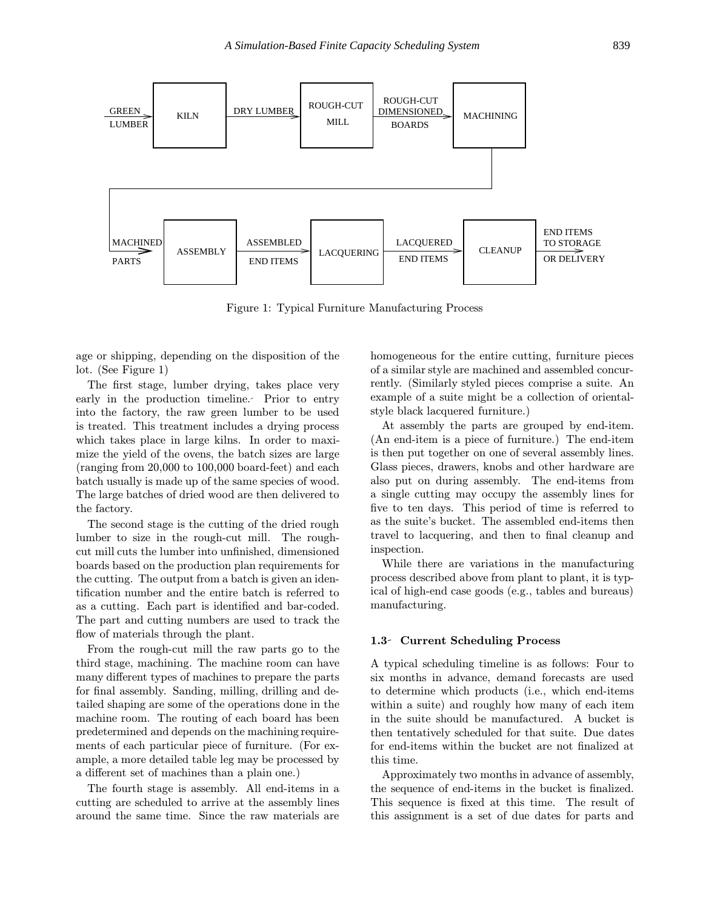GREEN LUMBER
KILN
DRY LUMBER
ROUGH-CUT MILL
ROUGH-CUT DIMENSIONED BOARDS
MACHINING
MACHINED PARTS
ASSEMBLY
ASSEMBLED END ITEMS
LACQUERING
LACQUERED END ITEMS
CLEANUP
END ITEMS TO STORAGE OR DELIVERY

Figure 1: Typical Furniture Manufacturing Process

age or shipping, depending on the disposition of the lot. (See Figure 1)

The first stage, lumber drying, takes place very early in the production timeline. Prior to entry into the factory, the raw green lumber to be used is treated. This treatment includes a drying process which takes place in large kilns. In order to maximize the yield of the ovens, the batch sizes are large (ranging from 20,000 to 100,000 board-feet) and each batch usually is made up of the same species of wood. The large batches of dried wood are then delivered to the factory.

The second stage is the cutting of the dried rough lumber to size in the rough-cut mill. The rough-cut mill cuts the lumber into unfinished, dimensioned boards based on the production plan requirements for the cutting. The output from a batch is given an identification number and the entire batch is referred to as a cutting. Each part is identified and bar-coded. The part and cutting numbers are used to track the flow of materials through the plant.

From the rough-cut mill the raw parts go to the third stage, machining. The machine room can have many different types of machines to prepare the parts for final assembly. Sanding, milling, drilling and detailed shaping are some of the operations done in the machine room. The routing of each board has been predetermined and depends on the machining requirements of each particular piece of furniture. (For example, a more detailed table leg may be processed by a different set of machines than a plain one.)

The fourth stage is assembly. All end-items in a cutting are scheduled to arrive at the assembly lines around the same time. Since the raw materials are homogeneous for the entire cutting, furniture pieces of a similar style are machined and assembled concurrently. (Similarly styled pieces comprise a suite. An example of a suite might be a collection of oriental-style black lacquered furniture.)

At assembly the parts are grouped by end-item. (An end-item is a piece of furniture.) The end-item is then put together on one of several assembly lines. Glass pieces, drawers, knobs and other hardware are also put on during assembly. The end-items from a single cutting may occupy the assembly lines for five to ten days. This period of time is referred to as the suite's bucket. The assembled end-items then travel to lacquering, and then to final cleanup and inspection.

While there are variations in the manufacturing process described above from plant to plant, it is typical of high-end case goods (e.g., tables and bureaus) manufacturing.

### 1.3 Current Scheduling Process

A typical scheduling timeline is as follows: Four to six months in advance, demand forecasts are used to determine which products (i.e., which end-items within a suite) and roughly how many of each item in the suite should be manufactured. A bucket is then tentatively scheduled for that suite. Due dates for end-items within the bucket are not finalized at this time.

Approximately two months in advance of assembly, the sequence of end-items in the bucket is finalized. This sequence is fixed at this time. The result of this assignment is a set of due dates for parts and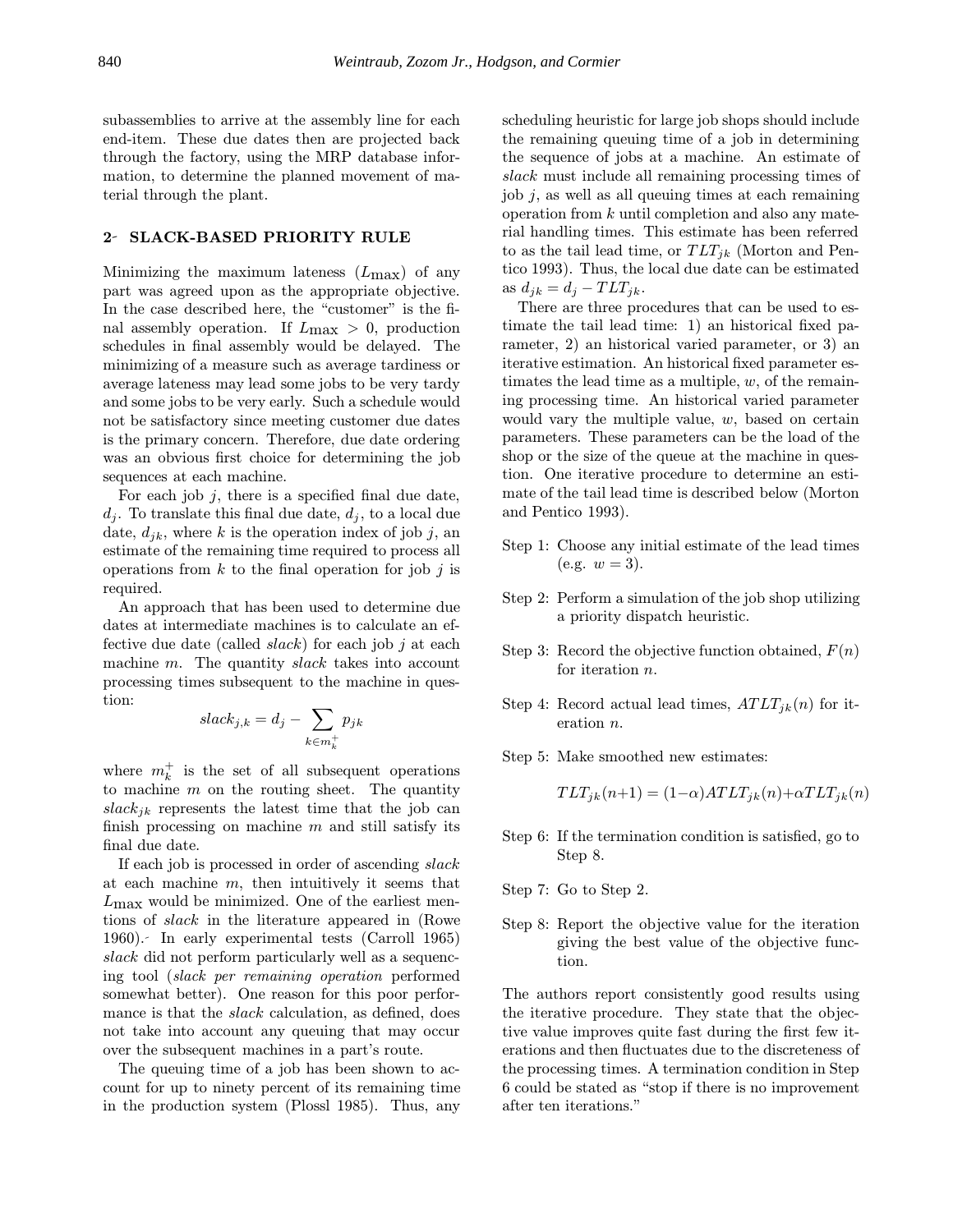subassemblies to arrive at the assembly line for each end-item. These due dates then are projected back through the factory, using the MRP database information, to determine the planned movement of material through the plant.

## 2 SLACK-BASED PRIORITY RULE

Minimizing the maximum lateness ($L_{\max}$) of any part was agreed upon as the appropriate objective. In the case described here, the "customer" is the final assembly operation. If $L_{\max} > 0$, production schedules in final assembly would be delayed. The minimizing of a measure such as average tardiness or average lateness may lead some jobs to be very tardy and some jobs to be very early. Such a schedule would not be satisfactory since meeting customer due dates is the primary concern. Therefore, due date ordering was an obvious first choice for determining the job sequences at each machine.

For each job $j$, there is a specified final due date, $d_j$. To translate this final due date, $d_j$, to a local due date, $d_{jk}$, where $k$ is the operation index of job $j$, an estimate of the remaining time required to process all operations from $k$ to the final operation for job $j$ is required.

An approach that has been used to determine due dates at intermediate machines is to calculate an effective due date (called *slack*) for each job $j$ at each machine $m$. The quantity *slack* takes into account processing times subsequent to the machine in question:

$$slack_{j,k} = d_j - \sum_{k \in m_k^+} p_{jk}$$

where $m_k^+$ is the set of all subsequent operations to machine $m$ on the routing sheet. The quantity $slack_{jk}$ represents the latest time that the job can finish processing on machine $m$ and still satisfy its final due date.

If each job is processed in order of ascending *slack* at each machine $m$, then intuitively it seems that $L_{\max}$ would be minimized. One of the earliest mentions of *slack* in the literature appeared in (Rowe 1960). In early experimental tests (Carroll 1965) *slack* did not perform particularly well as a sequencing tool (*slack per remaining operation* performed somewhat better). One reason for this poor performance is that the *slack* calculation, as defined, does not take into account any queuing that may occur over the subsequent machines in a part's route.

The queuing time of a job has been shown to account for up to ninety percent of its remaining time in the production system (Plossl 1985). Thus, any scheduling heuristic for large job shops should include the remaining queuing time of a job in determining the sequence of jobs at a machine. An estimate of *slack* must include all remaining processing times of job $j$, as well as all queuing times at each remaining operation from $k$ until completion and also any material handling times. This estimate has been referred to as the tail lead time, or $TLT_{jk}$ (Morton and Pentico 1993). Thus, the local due date can be estimated as $d_{jk} = d_j - TLT_{jk}$.

There are three procedures that can be used to estimate the tail lead time: 1) an historical fixed parameter, 2) an historical varied parameter, or 3) an iterative estimation. An historical fixed parameter estimates the lead time as a multiple, $w$, of the remaining processing time. An historical varied parameter would vary the multiple value, $w$, based on certain parameters. These parameters can be the load of the shop or the size of the queue at the machine in question. One iterative procedure to determine an estimate of the tail lead time is described below (Morton and Pentico 1993).

- Step 1: Choose any initial estimate of the lead times (e.g. $w = 3$).
- Step 2: Perform a simulation of the job shop utilizing a priority dispatch heuristic.
- Step 3: Record the objective function obtained, $F(n)$ for iteration $n$.
- Step 4: Record actual lead times, $ATLT_{jk}(n)$ for iteration $n$.
- Step 5: Make smoothed new estimates:

$$TLT_{jk}(n+1) = (1-\alpha)ATLT_{jk}(n) + \alpha TLT_{jk}(n)$$

- Step 6: If the termination condition is satisfied, go to Step 8.
- Step 7: Go to Step 2.
- Step 8: Report the objective value for the iteration giving the best value of the objective function.

The authors report consistently good results using the iterative procedure. They state that the objective value improves quite fast during the first few iterations and then fluctuates due to the discreteness of the processing times. A termination condition in Step 6 could be stated as "stop if there is no improvement after ten iterations."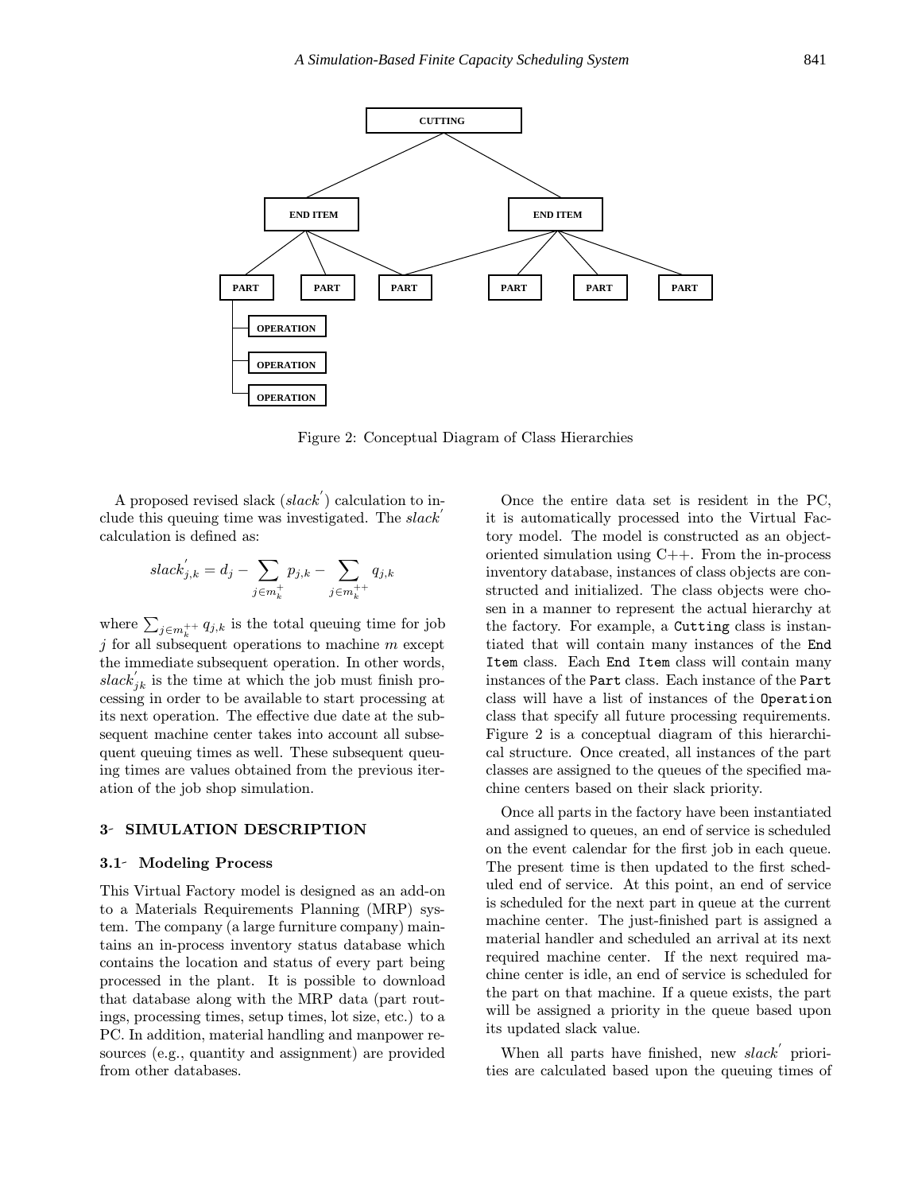CUTTING

END ITEM

END ITEM

PART

PART

PART

PART

PART

PART

OPERATION

OPERATION

OPERATION

Figure 2: Conceptual Diagram of Class Hierarchies

A proposed revised slack ($slack^{'}$) calculation to include this queuing time was investigated. The $slack^{'}$ calculation is defined as:

$$slack^{'}_{j,k} = d_j - \sum_{j \in m_k^+} p_{j,k} - \sum_{j \in m_k^{++}} q_{j,k}$$

where $\sum_{j \in m_k^{++}} q_{j,k}$ is the total queuing time for job $j$ for all subsequent operations to machine $m$ except the immediate subsequent operation. In other words, $slack^{'}_{jk}$ is the time at which the job must finish processing in order to be available to start processing at its next operation. The effective due date at the subsequent machine center takes into account all subsequent queuing times as well. These subsequent queuing times are values obtained from the previous iteration of the job shop simulation.

## 3 SIMULATION DESCRIPTION

### 3.1 Modeling Process

This Virtual Factory model is designed as an add-on to a Materials Requirements Planning (MRP) system. The company (a large furniture company) maintains an in-process inventory status database which contains the location and status of every part being processed in the plant. It is possible to download that database along with the MRP data (part routings, processing times, setup times, lot size, etc.) to a PC. In addition, material handling and manpower resources (e.g., quantity and assignment) are provided from other databases.

Once the entire data set is resident in the PC, it is automatically processed into the Virtual Factory model. The model is constructed as an object-oriented simulation using C++. From the in-process inventory database, instances of class objects are constructed and initialized. The class objects were chosen in a manner to represent the actual hierarchy at the factory. For example, a `Cutting` class is instantiated that will contain many instances of the `End Item` class. Each `End Item` class will contain many instances of the `Part` class. Each instance of the `Part` class will have a list of instances of the `Operation` class that specify all future processing requirements. Figure 2 is a conceptual diagram of this hierarchical structure. Once created, all instances of the part classes are assigned to the queues of the specified machine centers based on their slack priority.

Once all parts in the factory have been instantiated and assigned to queues, an end of service is scheduled on the event calendar for the first job in each queue. The present time is then updated to the first scheduled end of service. At this point, an end of service is scheduled for the next part in queue at the current machine center. The just-finished part is assigned a material handler and scheduled an arrival at its next required machine center. If the next required machine center is idle, an end of service is scheduled for the part on that machine. If a queue exists, the part will be assigned a priority in the queue based upon its updated slack value.

When all parts have finished, new $slack^{'}$ priorities are calculated based upon the queuing times of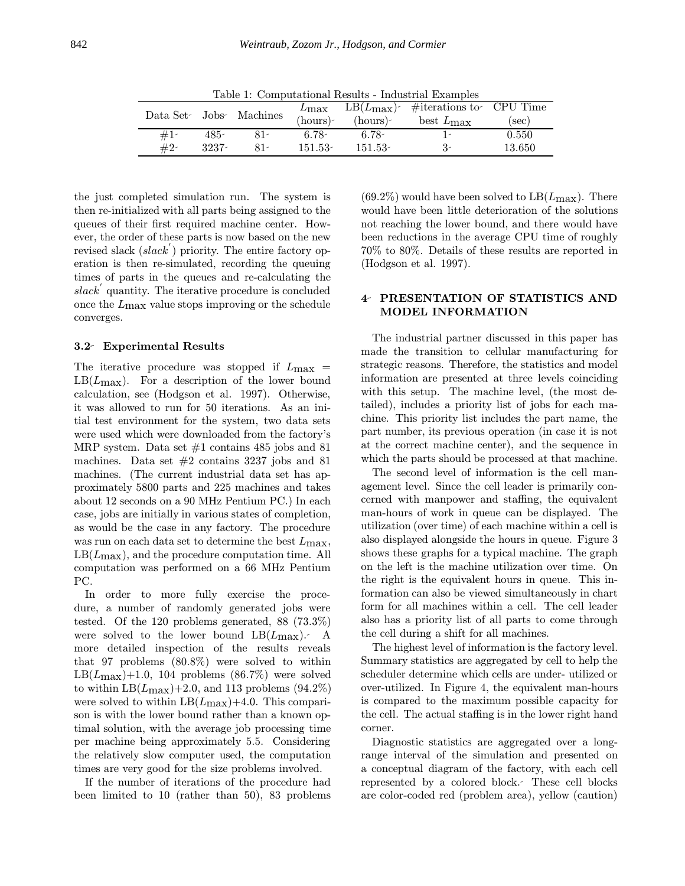Table 1: Computational Results - Industrial Examples

| Data Set | Jobs | Machines | $L_{\max}$ (hours) | LB($L_{\max}$) (hours) | #iterations to best $L_{\max}$ | CPU Time (sec) |
|---|---|---|---|---|---|---|
| #1 | 485 | 81 | 6.78 | 6.78 | 1 | 0.550 |
| #2 | 3237 | 81 | 151.53 | 151.53 | 3 | 13.650 |

the just completed simulation run. The system is then re-initialized with all parts being assigned to the queues of their first required machine center. However, the order of these parts is now based on the new revised slack ($slack^{'}$) priority. The entire factory operation is then re-simulated, recording the queuing times of parts in the queues and re-calculating the $slack^{'}$ quantity. The iterative procedure is concluded once the $L_{\max}$ value stops improving or the schedule converges.

### 3.2 Experimental Results

The iterative procedure was stopped if $L_{\max} = \text{LB}(L_{\max})$. For a description of the lower bound calculation, see (Hodgson et al. 1997). Otherwise, it was allowed to run for 50 iterations. As an initial test environment for the system, two data sets were used which were downloaded from the factory's MRP system. Data set #1 contains 485 jobs and 81 machines. Data set #2 contains 3237 jobs and 81 machines. (The current industrial data set has approximately 5800 parts and 225 machines and takes about 12 seconds on a 90 MHz Pentium PC.) In each case, jobs are initially in various states of completion, as would be the case in any factory. The procedure was run on each data set to determine the best $L_{\max}$, LB($L_{\max}$), and the procedure computation time. All computation was performed on a 66 MHz Pentium PC.

In order to more fully exercise the procedure, a number of randomly generated jobs were tested. Of the 120 problems generated, 88 (73.3%) were solved to the lower bound LB($L_{\max}$). A more detailed inspection of the results reveals that 97 problems (80.8%) were solved to within LB($L_{\max}$)+1.0, 104 problems (86.7%) were solved to within LB($L_{\max}$)+2.0, and 113 problems (94.2%) were solved to within LB($L_{\max}$)+4.0. This comparison is with the lower bound rather than a known optimal solution, with the average job processing time per machine being approximately 5.5. Considering the relatively slow computer used, the computation times are very good for the size problems involved.

If the number of iterations of the procedure had been limited to 10 (rather than 50), 83 problems (69.2%) would have been solved to LB($L_{\max}$). There would have been little deterioration of the solutions not reaching the lower bound, and there would have been reductions in the average CPU time of roughly 70% to 80%. Details of these results are reported in (Hodgson et al. 1997).

## 4 PRESENTATION OF STATISTICS AND MODEL INFORMATION

The industrial partner discussed in this paper has made the transition to cellular manufacturing for strategic reasons. Therefore, the statistics and model information are presented at three levels coinciding with this setup. The machine level, (the most detailed), includes a priority list of jobs for each machine. This priority list includes the part name, the part number, its previous operation (in case it is not at the correct machine center), and the sequence in which the parts should be processed at that machine.

The second level of information is the cell management level. Since the cell leader is primarily concerned with manpower and staffing, the equivalent man-hours of work in queue can be displayed. The utilization (over time) of each machine within a cell is also displayed alongside the hours in queue. Figure 3 shows these graphs for a typical machine. The graph on the left is the machine utilization over time. On the right is the equivalent hours in queue. This information can also be viewed simultaneously in chart form for all machines within a cell. The cell leader also has a priority list of all parts to come through the cell during a shift for all machines.

The highest level of information is the factory level. Summary statistics are aggregated by cell to help the scheduler determine which cells are under- utilized or over-utilized. In Figure 4, the equivalent man-hours is compared to the maximum possible capacity for the cell. The actual staffing is in the lower right hand corner.

Diagnostic statistics are aggregated over a long-range interval of the simulation and presented on a conceptual diagram of the factory, with each cell represented by a colored block. These cell blocks are color-coded red (problem area), yellow (caution)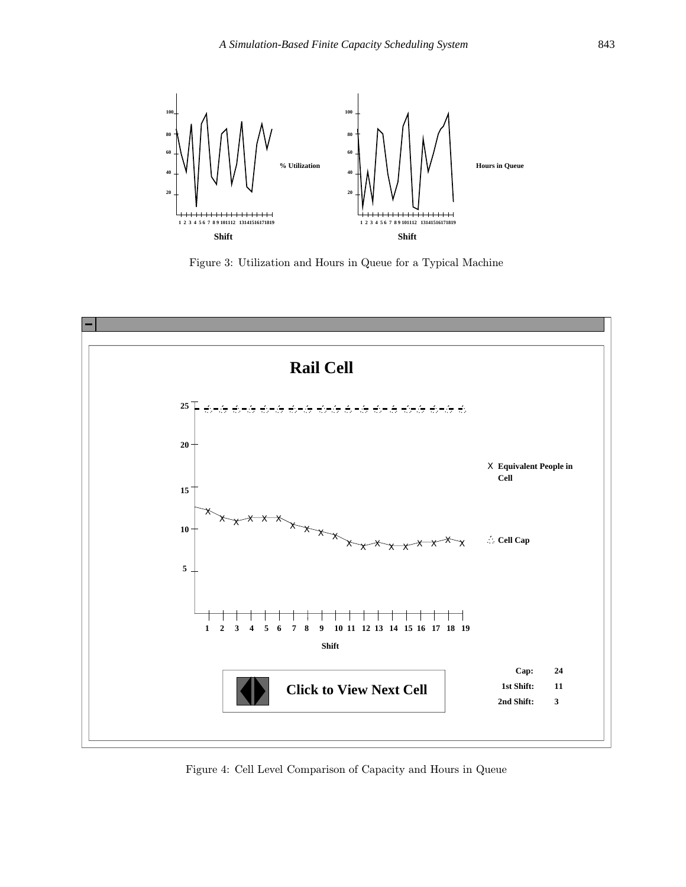Figure 3: Utilization and Hours in Queue for a Typical Machine

Figure 4: Cell Level Comparison of Capacity and Hours in Queue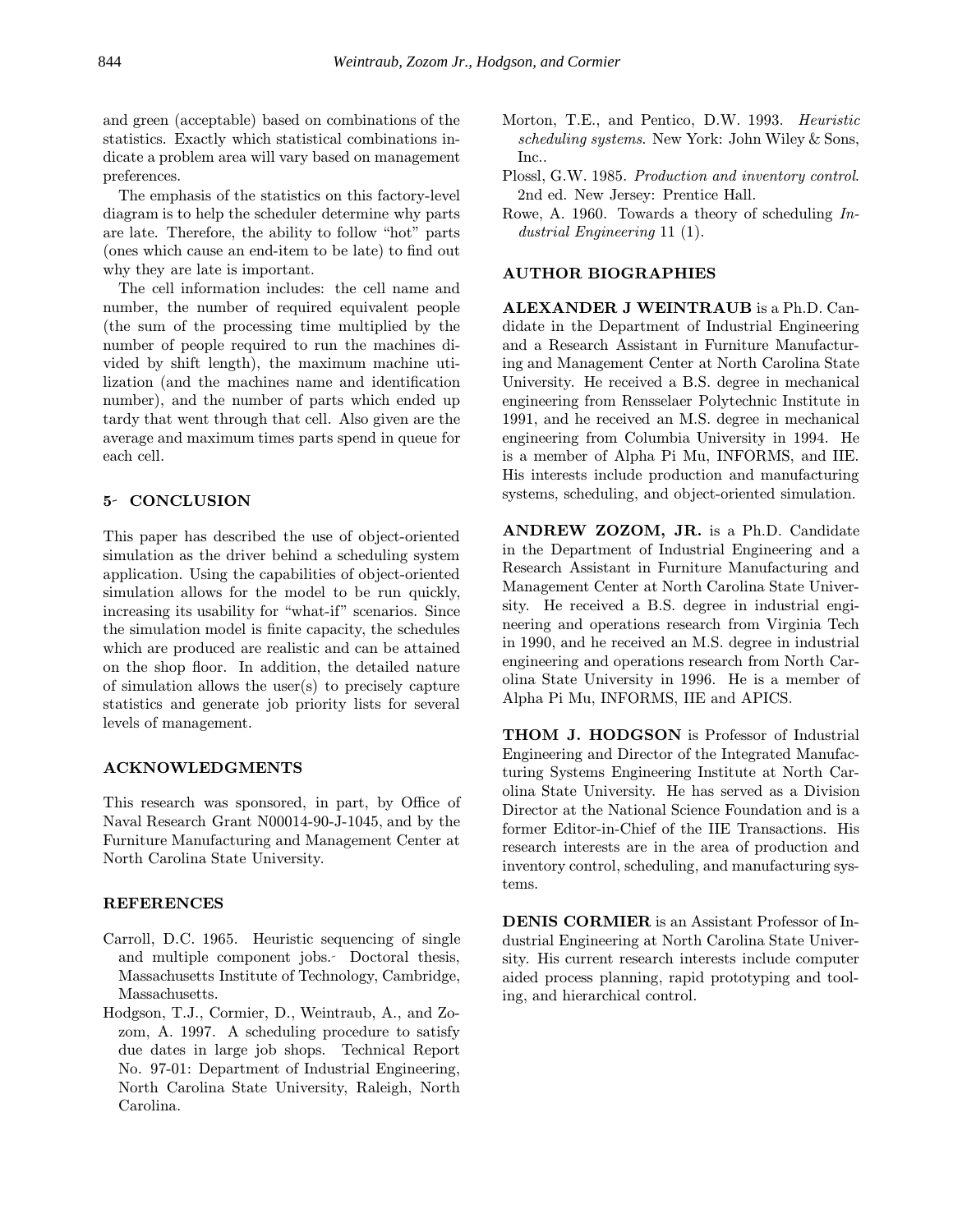and green (acceptable) based on combinations of the statistics. Exactly which statistical combinations indicate a problem area will vary based on management preferences.

The emphasis of the statistics on this factory-level diagram is to help the scheduler determine why parts are late. Therefore, the ability to follow "hot" parts (ones which cause an end-item to be late) to find out why they are late is important.

The cell information includes: the cell name and number, the number of required equivalent people (the sum of the processing time multiplied by the number of people required to run the machines divided by shift length), the maximum machine utilization (and the machines name and identification number), and the number of parts which ended up tardy that went through that cell. Also given are the average and maximum times parts spend in queue for each cell.

## 5 CONCLUSION

This paper has described the use of object-oriented simulation as the driver behind a scheduling system application. Using the capabilities of object-oriented simulation allows for the model to be run quickly, increasing its usability for "what-if" scenarios. Since the simulation model is finite capacity, the schedules which are produced are realistic and can be attained on the shop floor. In addition, the detailed nature of simulation allows the user(s) to precisely capture statistics and generate job priority lists for several levels of management.

## ACKNOWLEDGMENTS

This research was sponsored, in part, by Office of Naval Research Grant N00014-90-J-1045, and by the Furniture Manufacturing and Management Center at North Carolina State University.

## REFERENCES

Carroll, D.C. 1965. Heuristic sequencing of single and multiple component jobs. Doctoral thesis, Massachusetts Institute of Technology, Cambridge, Massachusetts.

Hodgson, T.J., Cormier, D., Weintraub, A., and Zozom, A. 1997. A scheduling procedure to satisfy due dates in large job shops. Technical Report No. 97-01: Department of Industrial Engineering, North Carolina State University, Raleigh, North Carolina.

Morton, T.E., and Pentico, D.W. 1993. *Heuristic scheduling systems*. New York: John Wiley & Sons, Inc..

Plossl, G.W. 1985. *Production and inventory control*. 2nd ed. New Jersey: Prentice Hall.

Rowe, A. 1960. Towards a theory of scheduling *Industrial Engineering* 11 (1).

## AUTHOR BIOGRAPHIES

**ALEXANDER J WEINTRAUB** is a Ph.D. Candidate in the Department of Industrial Engineering and a Research Assistant in Furniture Manufacturing and Management Center at North Carolina State University. He received a B.S. degree in mechanical engineering from Rensselaer Polytechnic Institute in 1991, and he received an M.S. degree in mechanical engineering from Columbia University in 1994. He is a member of Alpha Pi Mu, INFORMS, and IIE. His interests include production and manufacturing systems, scheduling, and object-oriented simulation.

**ANDREW ZOZOM, JR.** is a Ph.D. Candidate in the Department of Industrial Engineering and a Research Assistant in Furniture Manufacturing and Management Center at North Carolina State University. He received a B.S. degree in industrial engineering and operations research from Virginia Tech in 1990, and he received an M.S. degree in industrial engineering and operations research from North Carolina State University in 1996. He is a member of Alpha Pi Mu, INFORMS, IIE and APICS.

**THOM J. HODGSON** is Professor of Industrial Engineering and Director of the Integrated Manufacturing Systems Engineering Institute at North Carolina State University. He has served as a Division Director at the National Science Foundation and is a former Editor-in-Chief of the IIE Transactions. His research interests are in the area of production and inventory control, scheduling, and manufacturing systems.

**DENIS CORMIER** is an Assistant Professor of Industrial Engineering at North Carolina State University. His current research interests include computer aided process planning, rapid prototyping and tooling, and hierarchical control.